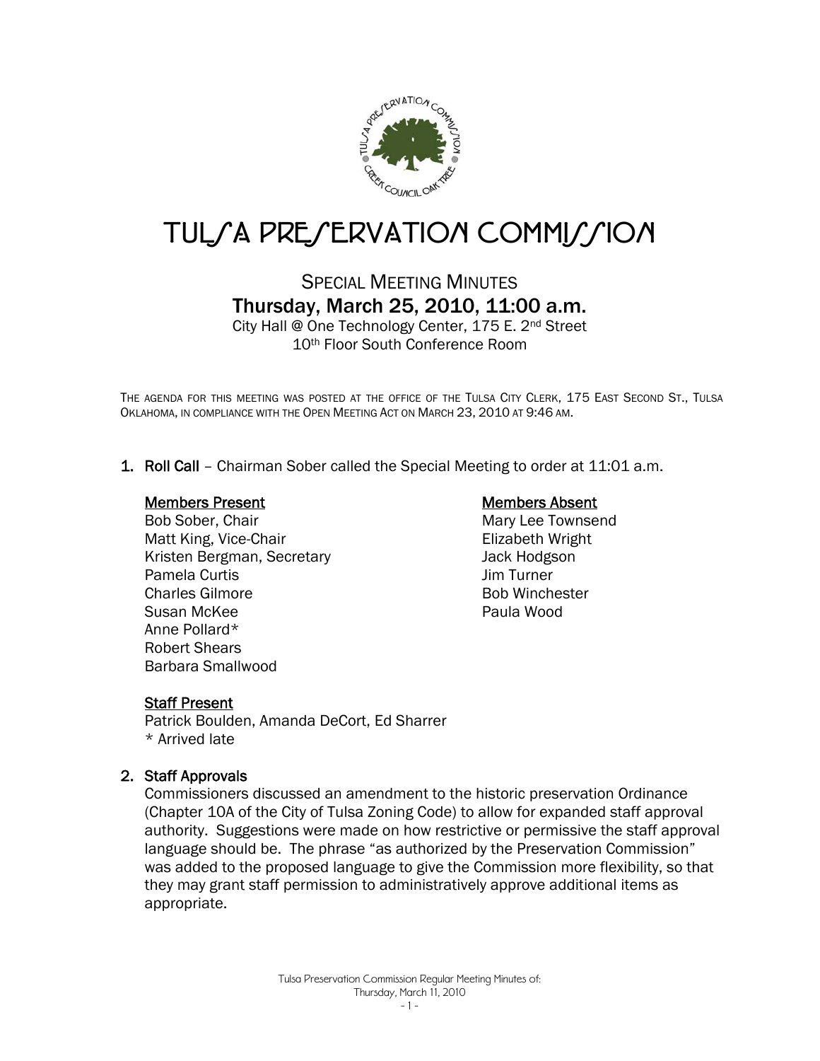# TULSA PRESERVATION COMMISSION

## SPECIAL MEETING MINUTES

### Thursday, March 25, 2010, 11:00 a.m.

City Hall @ One Technology Center, 175 E. 2nd Street
10th Floor South Conference Room

THE AGENDA FOR THIS MEETING WAS POSTED AT THE OFFICE OF THE TULSA CITY CLERK, 175 EAST SECOND ST., TULSA OKLAHOMA, IN COMPLIANCE WITH THE OPEN MEETING ACT ON MARCH 23, 2010 AT 9:46 AM.

1. **Roll Call** – Chairman Sober called the Special Meeting to order at 11:01 a.m.

**Members Present**
Bob Sober, Chair
Matt King, Vice-Chair
Kristen Bergman, Secretary
Pamela Curtis
Charles Gilmore
Susan McKee
Anne Pollard*
Robert Shears
Barbara Smallwood

**Members Absent**
Mary Lee Townsend
Elizabeth Wright
Jack Hodgson
Jim Turner
Bob Winchester
Paula Wood

**Staff Present**
Patrick Boulden, Amanda DeCort, Ed Sharrer
* Arrived late

2. **Staff Approvals**
Commissioners discussed an amendment to the historic preservation Ordinance (Chapter 10A of the City of Tulsa Zoning Code) to allow for expanded staff approval authority. Suggestions were made on how restrictive or permissive the staff approval language should be. The phrase "as authorized by the Preservation Commission" was added to the proposed language to give the Commission more flexibility, so that they may grant staff permission to administratively approve additional items as appropriate.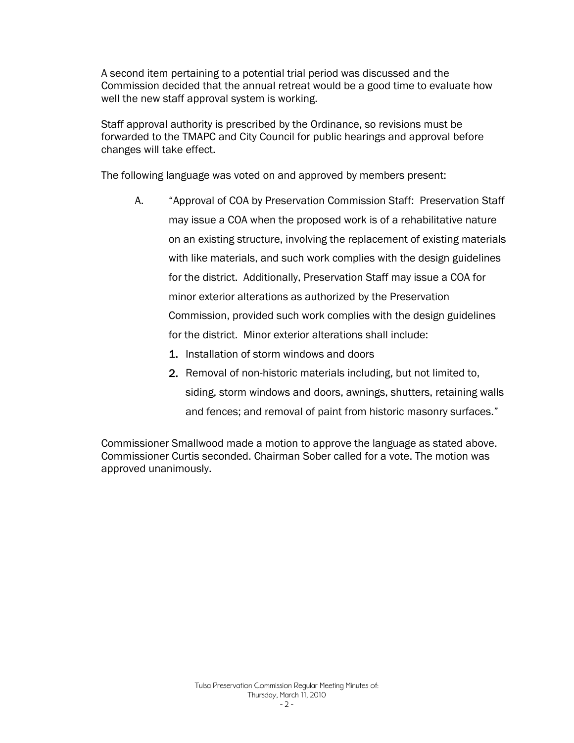A second item pertaining to a potential trial period was discussed and the Commission decided that the annual retreat would be a good time to evaluate how well the new staff approval system is working.

Staff approval authority is prescribed by the Ordinance, so revisions must be forwarded to the TMAPC and City Council for public hearings and approval before changes will take effect.

The following language was voted on and approved by members present:

A. "Approval of COA by Preservation Commission Staff: Preservation Staff may issue a COA when the proposed work is of a rehabilitative nature on an existing structure, involving the replacement of existing materials with like materials, and such work complies with the design guidelines for the district. Additionally, Preservation Staff may issue a COA for minor exterior alterations as authorized by the Preservation Commission, provided such work complies with the design guidelines for the district. Minor exterior alterations shall include:

   1. Installation of storm windows and doors
   2. Removal of non-historic materials including, but not limited to, siding, storm windows and doors, awnings, shutters, retaining walls and fences; and removal of paint from historic masonry surfaces."

Commissioner Smallwood made a motion to approve the language as stated above. Commissioner Curtis seconded. Chairman Sober called for a vote. The motion was approved unanimously.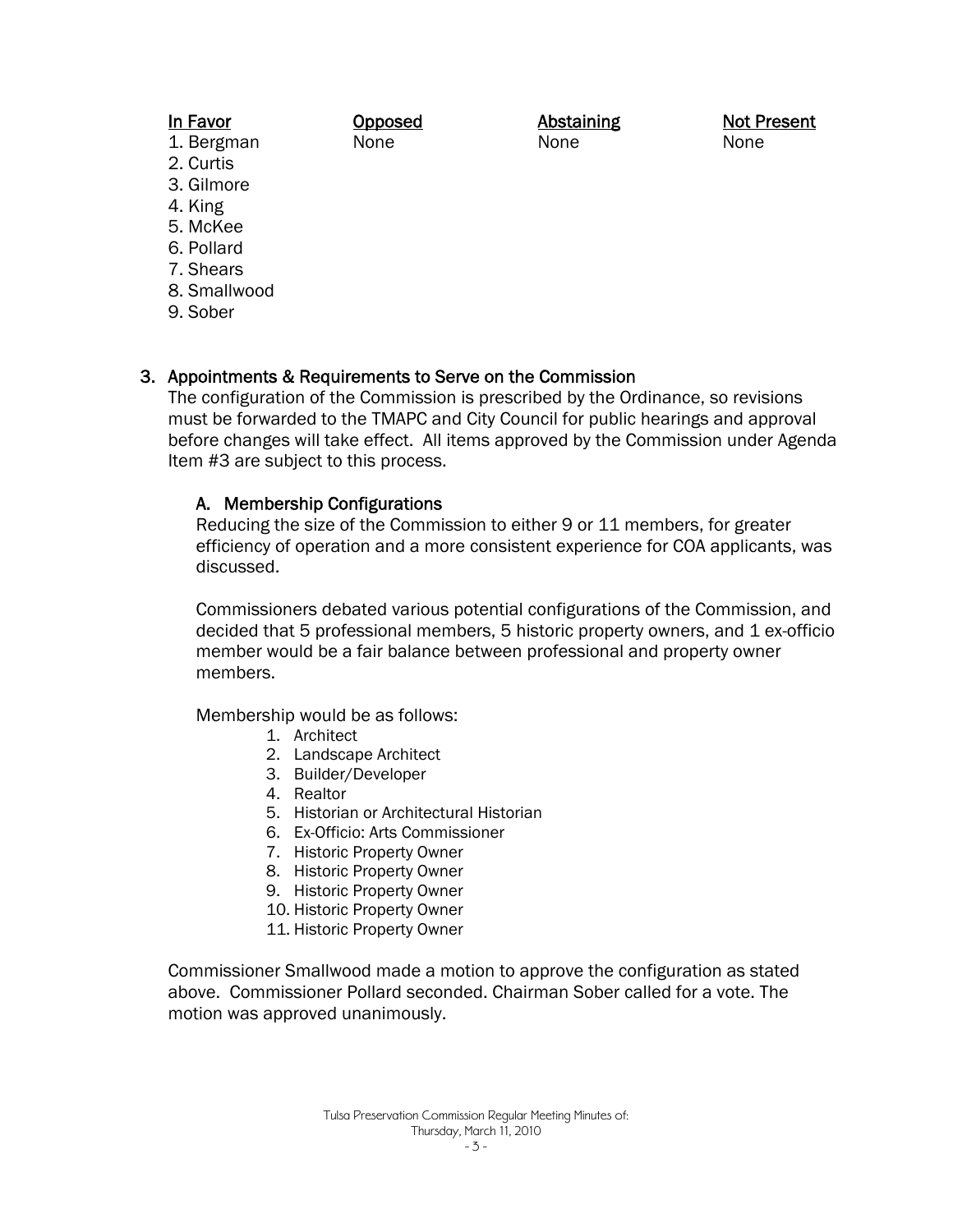| In Favor | Opposed | Abstaining | Not Present |
| --- | --- | --- | --- |
| 1. Bergman | None | None | None |
| 2. Curtis | | | |
| 3. Gilmore | | | |
| 4. King | | | |
| 5. McKee | | | |
| 6. Pollard | | | |
| 7. Shears | | | |
| 8. Smallwood | | | |
| 9. Sober | | | |

## 3. Appointments & Requirements to Serve on the Commission

The configuration of the Commission is prescribed by the Ordinance, so revisions must be forwarded to the TMAPC and City Council for public hearings and approval before changes will take effect. All items approved by the Commission under Agenda Item #3 are subject to this process.

### A. Membership Configurations

Reducing the size of the Commission to either 9 or 11 members, for greater efficiency of operation and a more consistent experience for COA applicants, was discussed.

Commissioners debated various potential configurations of the Commission, and decided that 5 professional members, 5 historic property owners, and 1 ex-officio member would be a fair balance between professional and property owner members.

Membership would be as follows:

1. Architect
2. Landscape Architect
3. Builder/Developer
4. Realtor
5. Historian or Architectural Historian
6. Ex-Officio: Arts Commissioner
7. Historic Property Owner
8. Historic Property Owner
9. Historic Property Owner
10. Historic Property Owner
11. Historic Property Owner

Commissioner Smallwood made a motion to approve the configuration as stated above. Commissioner Pollard seconded. Chairman Sober called for a vote. The motion was approved unanimously.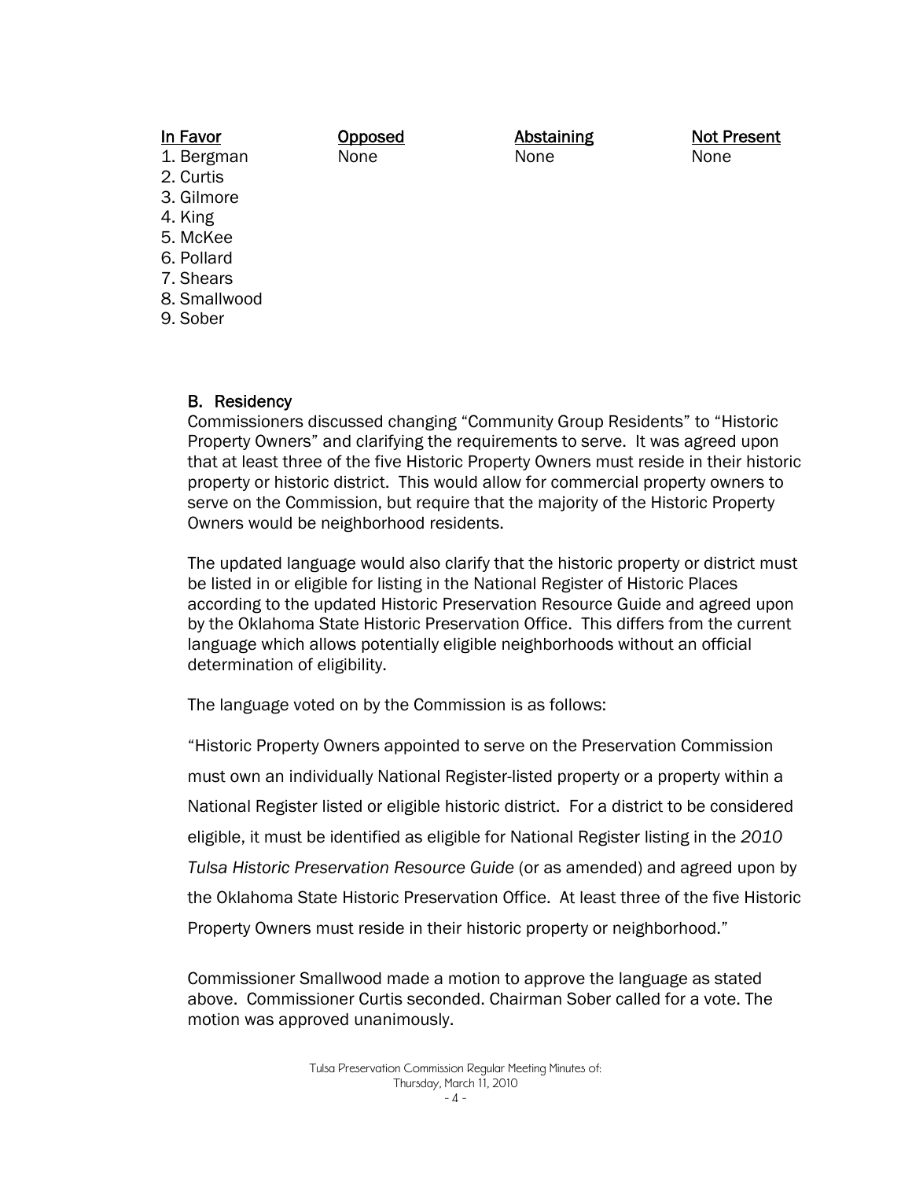| In Favor | Opposed | Abstaining | Not Present |
| --- | --- | --- | --- |
| 1. Bergman | None | None | None |
| 2. Curtis | | | |
| 3. Gilmore | | | |
| 4. King | | | |
| 5. McKee | | | |
| 6. Pollard | | | |
| 7. Shears | | | |
| 8. Smallwood | | | |
| 9. Sober | | | |

### B. Residency

Commissioners discussed changing "Community Group Residents" to "Historic Property Owners" and clarifying the requirements to serve. It was agreed upon that at least three of the five Historic Property Owners must reside in their historic property or historic district. This would allow for commercial property owners to serve on the Commission, but require that the majority of the Historic Property Owners would be neighborhood residents.

The updated language would also clarify that the historic property or district must be listed in or eligible for listing in the National Register of Historic Places according to the updated Historic Preservation Resource Guide and agreed upon by the Oklahoma State Historic Preservation Office. This differs from the current language which allows potentially eligible neighborhoods without an official determination of eligibility.

The language voted on by the Commission is as follows:

"Historic Property Owners appointed to serve on the Preservation Commission must own an individually National Register-listed property or a property within a National Register listed or eligible historic district. For a district to be considered eligible, it must be identified as eligible for National Register listing in the *2010 Tulsa Historic Preservation Resource Guide* (or as amended) and agreed upon by the Oklahoma State Historic Preservation Office. At least three of the five Historic Property Owners must reside in their historic property or neighborhood."

Commissioner Smallwood made a motion to approve the language as stated above. Commissioner Curtis seconded. Chairman Sober called for a vote. The motion was approved unanimously.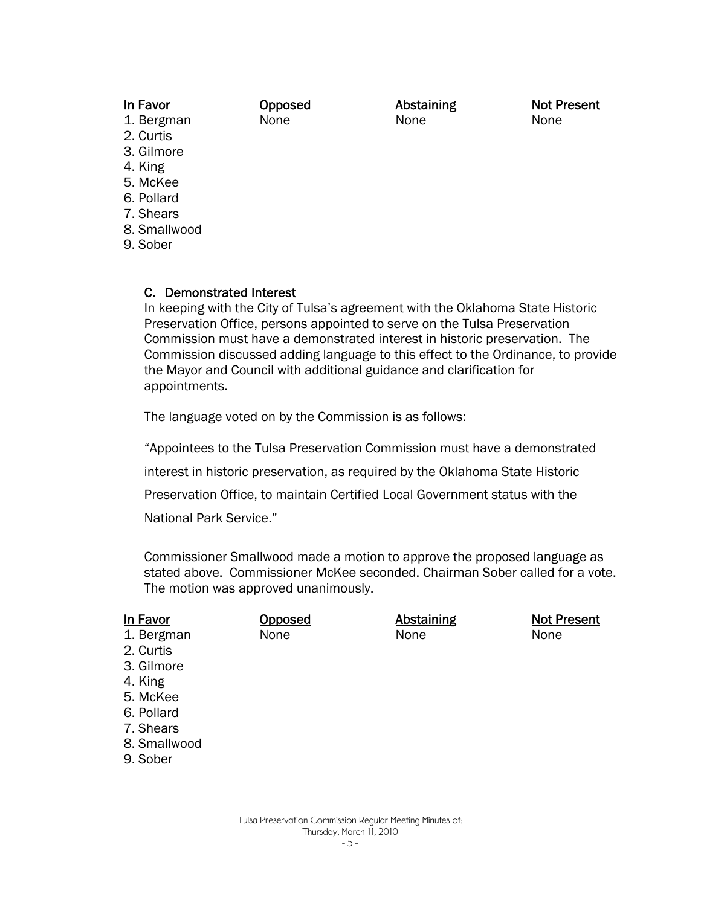| In Favor | Opposed | Abstaining | Not Present |
|---|---|---|---|
| 1. Bergman | None | None | None |
| 2. Curtis | | | |
| 3. Gilmore | | | |
| 4. King | | | |
| 5. McKee | | | |
| 6. Pollard | | | |
| 7. Shears | | | |
| 8. Smallwood | | | |
| 9. Sober | | | |

### C. Demonstrated Interest

In keeping with the City of Tulsa's agreement with the Oklahoma State Historic Preservation Office, persons appointed to serve on the Tulsa Preservation Commission must have a demonstrated interest in historic preservation. The Commission discussed adding language to this effect to the Ordinance, to provide the Mayor and Council with additional guidance and clarification for appointments.

The language voted on by the Commission is as follows:

"Appointees to the Tulsa Preservation Commission must have a demonstrated interest in historic preservation, as required by the Oklahoma State Historic Preservation Office, to maintain Certified Local Government status with the National Park Service."

Commissioner Smallwood made a motion to approve the proposed language as stated above. Commissioner McKee seconded. Chairman Sober called for a vote. The motion was approved unanimously.

| In Favor | Opposed | Abstaining | Not Present |
|---|---|---|---|
| 1. Bergman | None | None | None |
| 2. Curtis | | | |
| 3. Gilmore | | | |
| 4. King | | | |
| 5. McKee | | | |
| 6. Pollard | | | |
| 7. Shears | | | |
| 8. Smallwood | | | |
| 9. Sober | | | |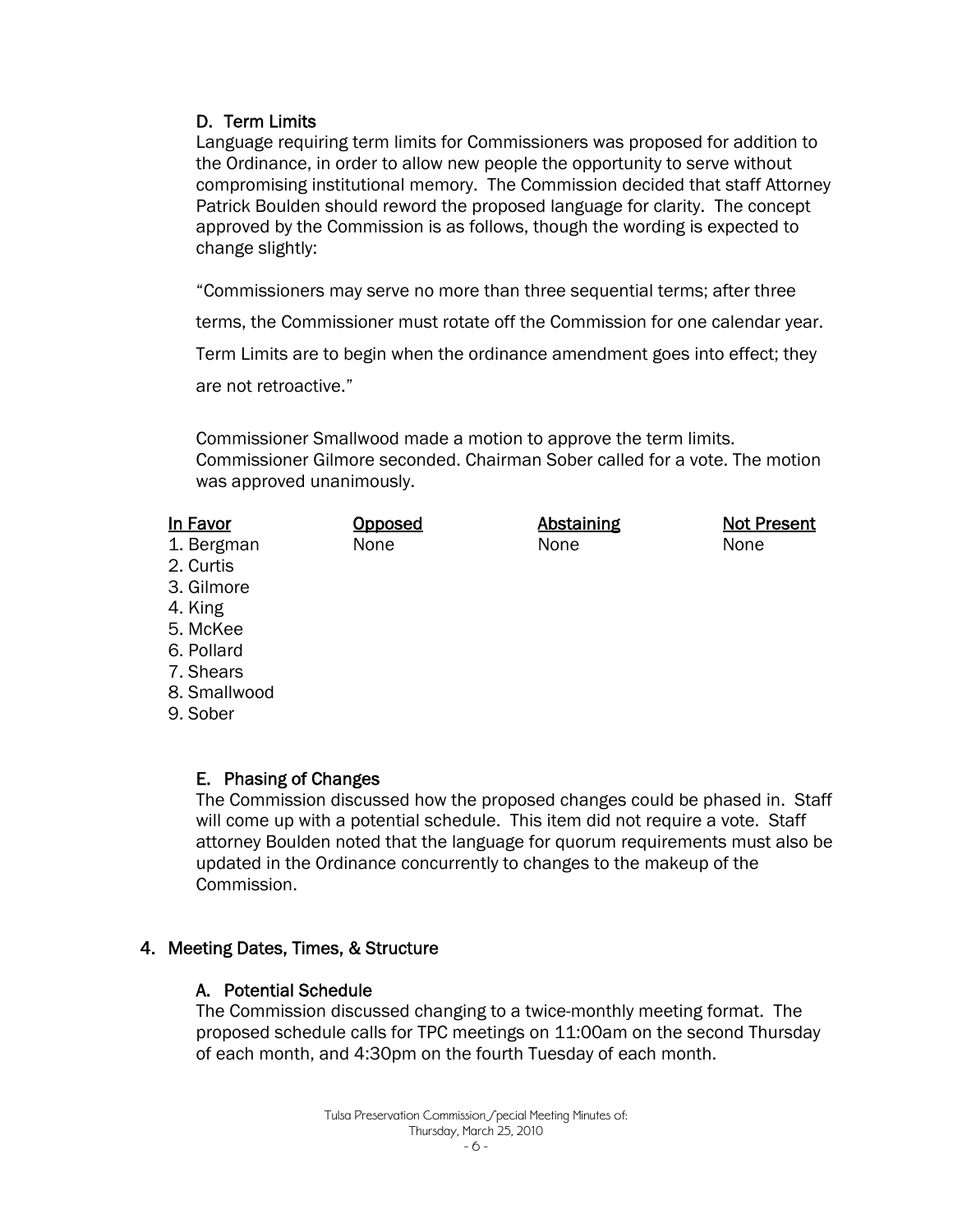### D. Term Limits

Language requiring term limits for Commissioners was proposed for addition to the Ordinance, in order to allow new people the opportunity to serve without compromising institutional memory. The Commission decided that staff Attorney Patrick Boulden should reword the proposed language for clarity. The concept approved by the Commission is as follows, though the wording is expected to change slightly:

"Commissioners may serve no more than three sequential terms; after three terms, the Commissioner must rotate off the Commission for one calendar year. Term Limits are to begin when the ordinance amendment goes into effect; they are not retroactive."

Commissioner Smallwood made a motion to approve the term limits. Commissioner Gilmore seconded. Chairman Sober called for a vote. The motion was approved unanimously.

| In Favor | Opposed | Abstaining | Not Present |
|---|---|---|---|
| 1. Bergman | None | None | None |
| 2. Curtis | | | |
| 3. Gilmore | | | |
| 4. King | | | |
| 5. McKee | | | |
| 6. Pollard | | | |
| 7. Shears | | | |
| 8. Smallwood | | | |
| 9. Sober | | | |

### E. Phasing of Changes

The Commission discussed how the proposed changes could be phased in. Staff will come up with a potential schedule. This item did not require a vote. Staff attorney Boulden noted that the language for quorum requirements must also be updated in the Ordinance concurrently to changes to the makeup of the Commission.

## 4. Meeting Dates, Times, & Structure

### A. Potential Schedule

The Commission discussed changing to a twice-monthly meeting format. The proposed schedule calls for TPC meetings on 11:00am on the second Thursday of each month, and 4:30pm on the fourth Tuesday of each month.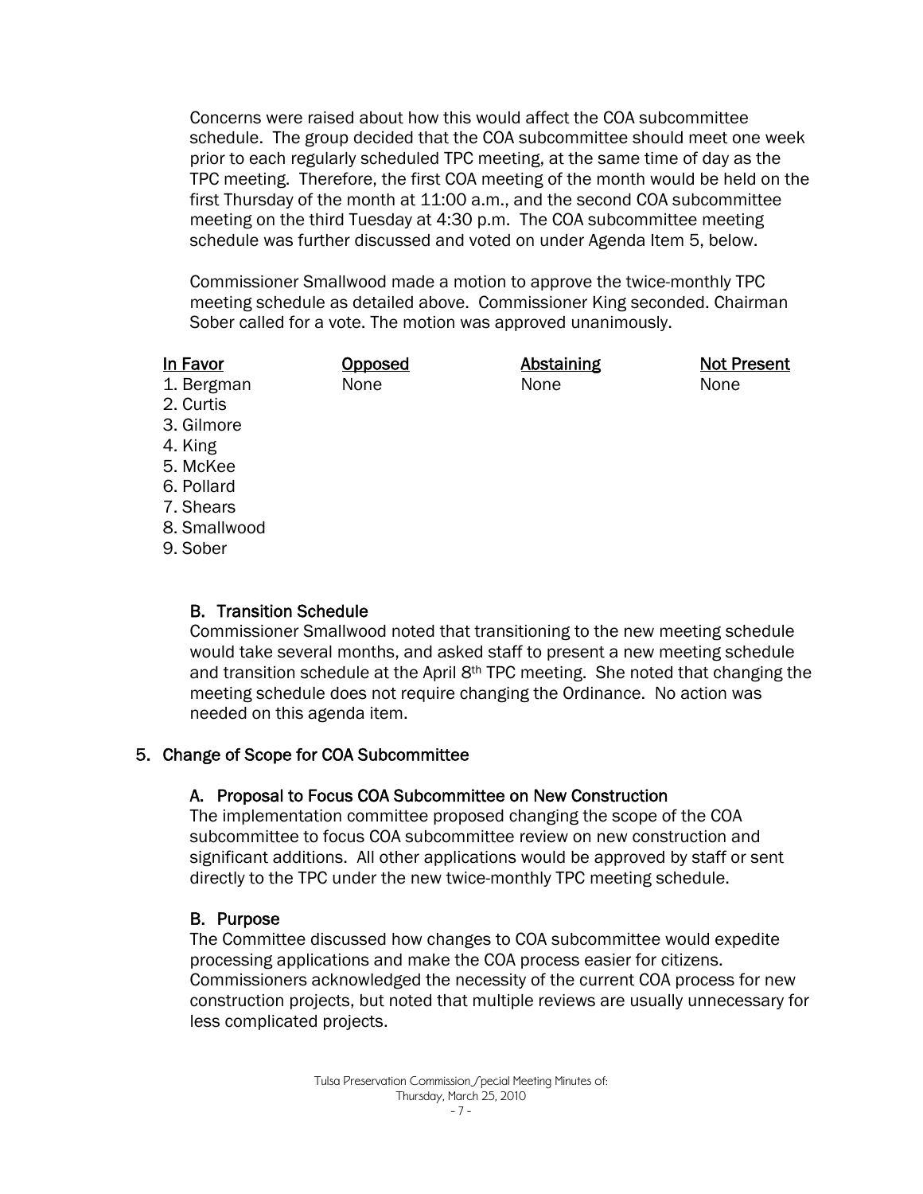Concerns were raised about how this would affect the COA subcommittee schedule. The group decided that the COA subcommittee should meet one week prior to each regularly scheduled TPC meeting, at the same time of day as the TPC meeting. Therefore, the first COA meeting of the month would be held on the first Thursday of the month at 11:00 a.m., and the second COA subcommittee meeting on the third Tuesday at 4:30 p.m. The COA subcommittee meeting schedule was further discussed and voted on under Agenda Item 5, below.

Commissioner Smallwood made a motion to approve the twice-monthly TPC meeting schedule as detailed above. Commissioner King seconded. Chairman Sober called for a vote. The motion was approved unanimously.

| In Favor | Opposed | Abstaining | Not Present |
|---|---|---|---|
| 1. Bergman | None | None | None |
| 2. Curtis | | | |
| 3. Gilmore | | | |
| 4. King | | | |
| 5. McKee | | | |
| 6. Pollard | | | |
| 7. Shears | | | |
| 8. Smallwood | | | |
| 9. Sober | | | |

### B. Transition Schedule

Commissioner Smallwood noted that transitioning to the new meeting schedule would take several months, and asked staff to present a new meeting schedule and transition schedule at the April 8th TPC meeting. She noted that changing the meeting schedule does not require changing the Ordinance. No action was needed on this agenda item.

## 5. Change of Scope for COA Subcommittee

### A. Proposal to Focus COA Subcommittee on New Construction

The implementation committee proposed changing the scope of the COA subcommittee to focus COA subcommittee review on new construction and significant additions. All other applications would be approved by staff or sent directly to the TPC under the new twice-monthly TPC meeting schedule.

### B. Purpose

The Committee discussed how changes to COA subcommittee would expedite processing applications and make the COA process easier for citizens. Commissioners acknowledged the necessity of the current COA process for new construction projects, but noted that multiple reviews are usually unnecessary for less complicated projects.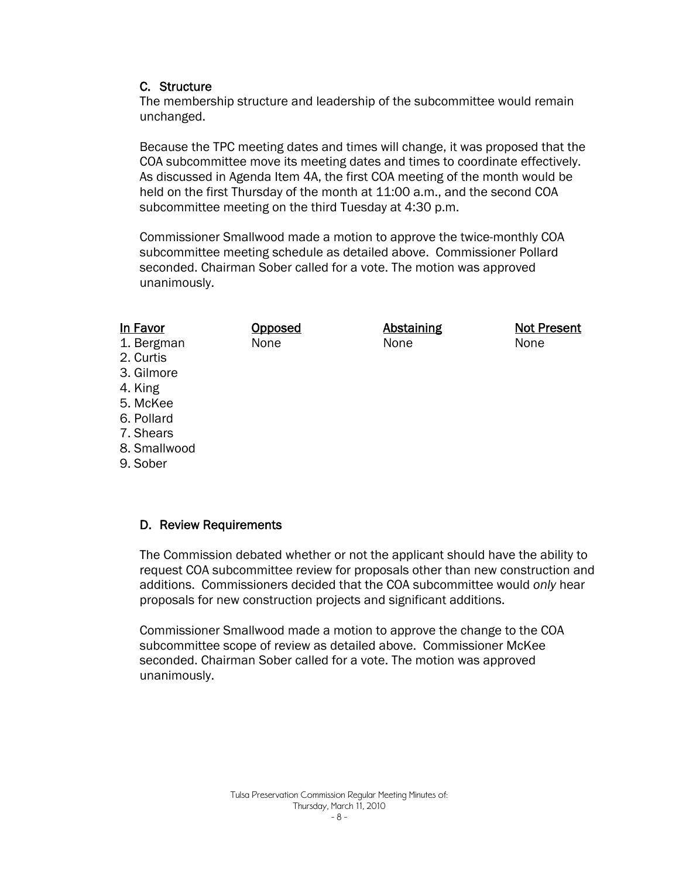### C. Structure

The membership structure and leadership of the subcommittee would remain unchanged.

Because the TPC meeting dates and times will change, it was proposed that the COA subcommittee move its meeting dates and times to coordinate effectively. As discussed in Agenda Item 4A, the first COA meeting of the month would be held on the first Thursday of the month at 11:00 a.m., and the second COA subcommittee meeting on the third Tuesday at 4:30 p.m.

Commissioner Smallwood made a motion to approve the twice-monthly COA subcommittee meeting schedule as detailed above. Commissioner Pollard seconded. Chairman Sober called for a vote. The motion was approved unanimously.

| In Favor | Opposed | Abstaining | Not Present |
| --- | --- | --- | --- |
| 1. Bergman | None | None | None |
| 2. Curtis | | | |
| 3. Gilmore | | | |
| 4. King | | | |
| 5. McKee | | | |
| 6. Pollard | | | |
| 7. Shears | | | |
| 8. Smallwood | | | |
| 9. Sober | | | |

### D. Review Requirements

The Commission debated whether or not the applicant should have the ability to request COA subcommittee review for proposals other than new construction and additions. Commissioners decided that the COA subcommittee would *only* hear proposals for new construction projects and significant additions.

Commissioner Smallwood made a motion to approve the change to the COA subcommittee scope of review as detailed above. Commissioner McKee seconded. Chairman Sober called for a vote. The motion was approved unanimously.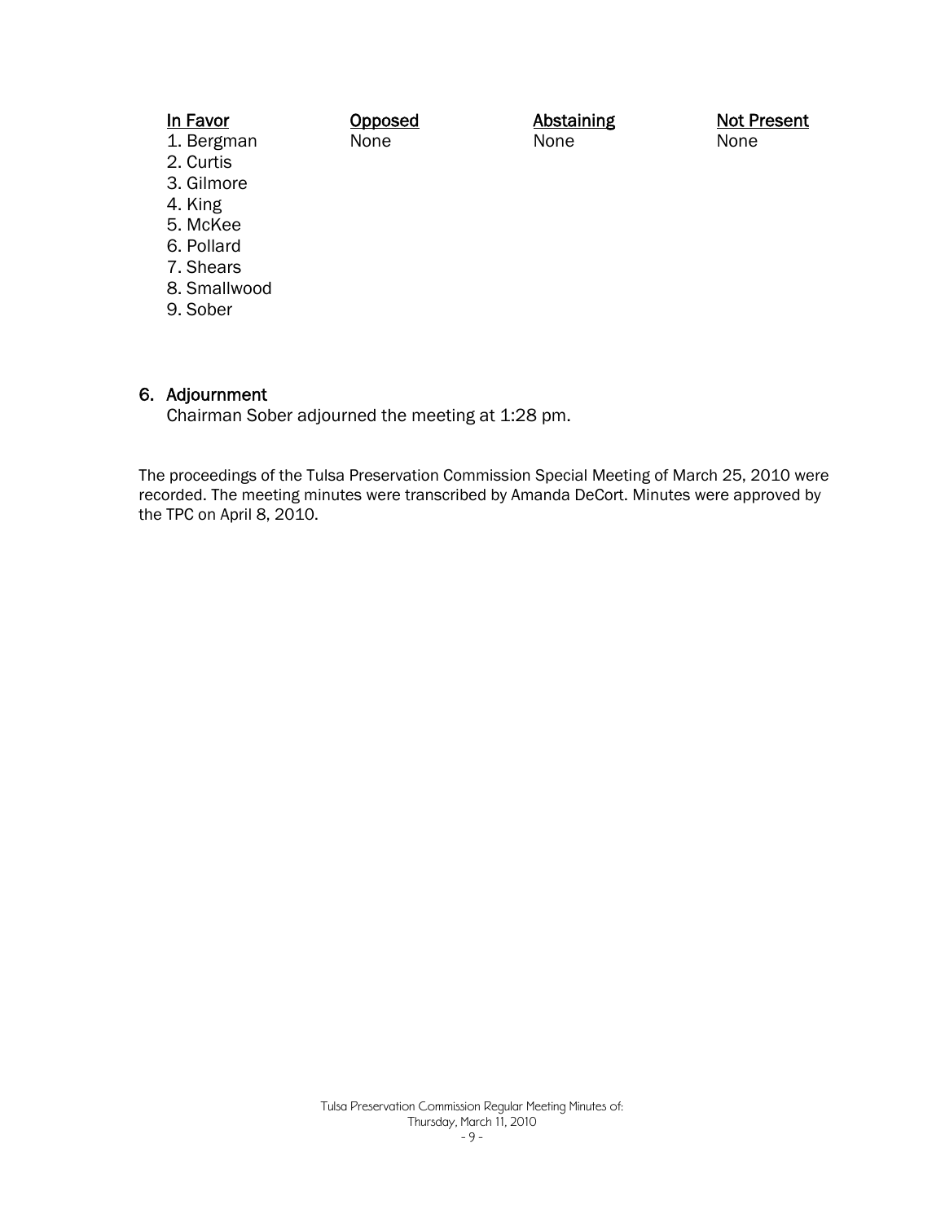| In Favor | Opposed | Abstaining | Not Present |
|---|---|---|---|
| 1. Bergman | None | None | None |
| 2. Curtis | | | |
| 3. Gilmore | | | |
| 4. King | | | |
| 5. McKee | | | |
| 6. Pollard | | | |
| 7. Shears | | | |
| 8. Smallwood | | | |
| 9. Sober | | | |

## 6. Adjournment

Chairman Sober adjourned the meeting at 1:28 pm.

The proceedings of the Tulsa Preservation Commission Special Meeting of March 25, 2010 were recorded. The meeting minutes were transcribed by Amanda DeCort. Minutes were approved by the TPC on April 8, 2010.